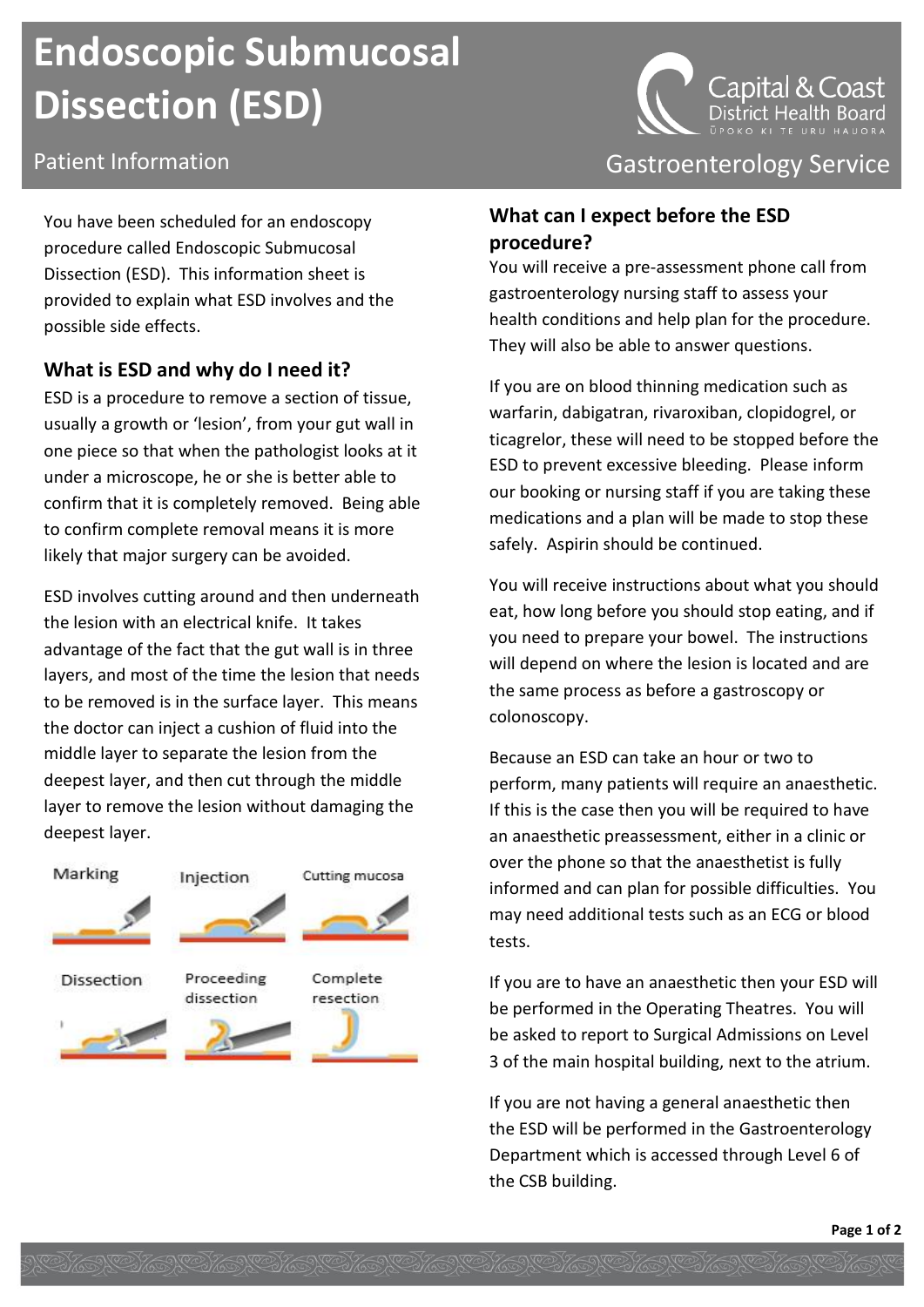# Endoscopic Submucosal Dissection (ESD)

Patient Information

Capital & Coast District Health Board
ŪPOKO KI TE URU HAUORA

Gastroenterology Service

You have been scheduled for an endoscopy procedure called Endoscopic Submucosal Dissection (ESD). This information sheet is provided to explain what ESD involves and the possible side effects.

## What is ESD and why do I need it?

ESD is a procedure to remove a section of tissue, usually a growth or 'lesion', from your gut wall in one piece so that when the pathologist looks at it under a microscope, he or she is better able to confirm that it is completely removed. Being able to confirm complete removal means it is more likely that major surgery can be avoided.

ESD involves cutting around and then underneath the lesion with an electrical knife. It takes advantage of the fact that the gut wall is in three layers, and most of the time the lesion that needs to be removed is in the surface layer. This means the doctor can inject a cushion of fluid into the middle layer to separate the lesion from the deepest layer, and then cut through the middle layer to remove the lesion without damaging the deepest layer.

Marking | Injection | Cutting mucosa

Dissection | Proceeding dissection | Complete resection

## What can I expect before the ESD procedure?

You will receive a pre-assessment phone call from gastroenterology nursing staff to assess your health conditions and help plan for the procedure. They will also be able to answer questions.

If you are on blood thinning medication such as warfarin, dabigatran, rivaroxiban, clopidogrel, or ticagrelor, these will need to be stopped before the ESD to prevent excessive bleeding. Please inform our booking or nursing staff if you are taking these medications and a plan will be made to stop these safely. Aspirin should be continued.

You will receive instructions about what you should eat, how long before you should stop eating, and if you need to prepare your bowel. The instructions will depend on where the lesion is located and are the same process as before a gastroscopy or colonoscopy.

Because an ESD can take an hour or two to perform, many patients will require an anaesthetic. If this is the case then you will be required to have an anaesthetic preassessment, either in a clinic or over the phone so that the anaesthetist is fully informed and can plan for possible difficulties. You may need additional tests such as an ECG or blood tests.

If you are to have an anaesthetic then your ESD will be performed in the Operating Theatres. You will be asked to report to Surgical Admissions on Level 3 of the main hospital building, next to the atrium.

If you are not having a general anaesthetic then the ESD will be performed in the Gastroenterology Department which is accessed through Level 6 of the CSB building.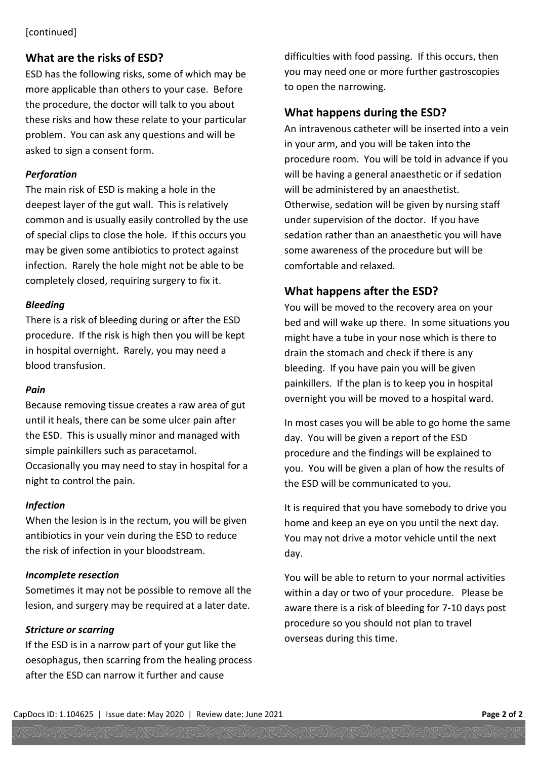[continued]

## What are the risks of ESD?

ESD has the following risks, some of which may be more applicable than others to your case. Before the procedure, the doctor will talk to you about these risks and how these relate to your particular problem. You can ask any questions and will be asked to sign a consent form.

### *Perforation*

The main risk of ESD is making a hole in the deepest layer of the gut wall. This is relatively common and is usually easily controlled by the use of special clips to close the hole. If this occurs you may be given some antibiotics to protect against infection. Rarely the hole might not be able to be completely closed, requiring surgery to fix it.

### *Bleeding*

There is a risk of bleeding during or after the ESD procedure. If the risk is high then you will be kept in hospital overnight. Rarely, you may need a blood transfusion.

### *Pain*

Because removing tissue creates a raw area of gut until it heals, there can be some ulcer pain after the ESD. This is usually minor and managed with simple painkillers such as paracetamol. Occasionally you may need to stay in hospital for a night to control the pain.

### *Infection*

When the lesion is in the rectum, you will be given antibiotics in your vein during the ESD to reduce the risk of infection in your bloodstream.

### *Incomplete resection*

Sometimes it may not be possible to remove all the lesion, and surgery may be required at a later date.

### *Stricture or scarring*

If the ESD is in a narrow part of your gut like the oesophagus, then scarring from the healing process after the ESD can narrow it further and cause difficulties with food passing. If this occurs, then you may need one or more further gastroscopies to open the narrowing.

## What happens during the ESD?

An intravenous catheter will be inserted into a vein in your arm, and you will be taken into the procedure room. You will be told in advance if you will be having a general anaesthetic or if sedation will be administered by an anaesthetist. Otherwise, sedation will be given by nursing staff under supervision of the doctor. If you have sedation rather than an anaesthetic you will have some awareness of the procedure but will be comfortable and relaxed.

## What happens after the ESD?

You will be moved to the recovery area on your bed and will wake up there. In some situations you might have a tube in your nose which is there to drain the stomach and check if there is any bleeding. If you have pain you will be given painkillers. If the plan is to keep you in hospital overnight you will be moved to a hospital ward.

In most cases you will be able to go home the same day. You will be given a report of the ESD procedure and the findings will be explained to you. You will be given a plan of how the results of the ESD will be communicated to you.

It is required that you have somebody to drive you home and keep an eye on you until the next day. You may not drive a motor vehicle until the next day.

You will be able to return to your normal activities within a day or two of your procedure. Please be aware there is a risk of bleeding for 7-10 days post procedure so you should not plan to travel overseas during this time.

CapDocs ID: 1.104625 | Issue date: May 2020 | Review date: June 2021